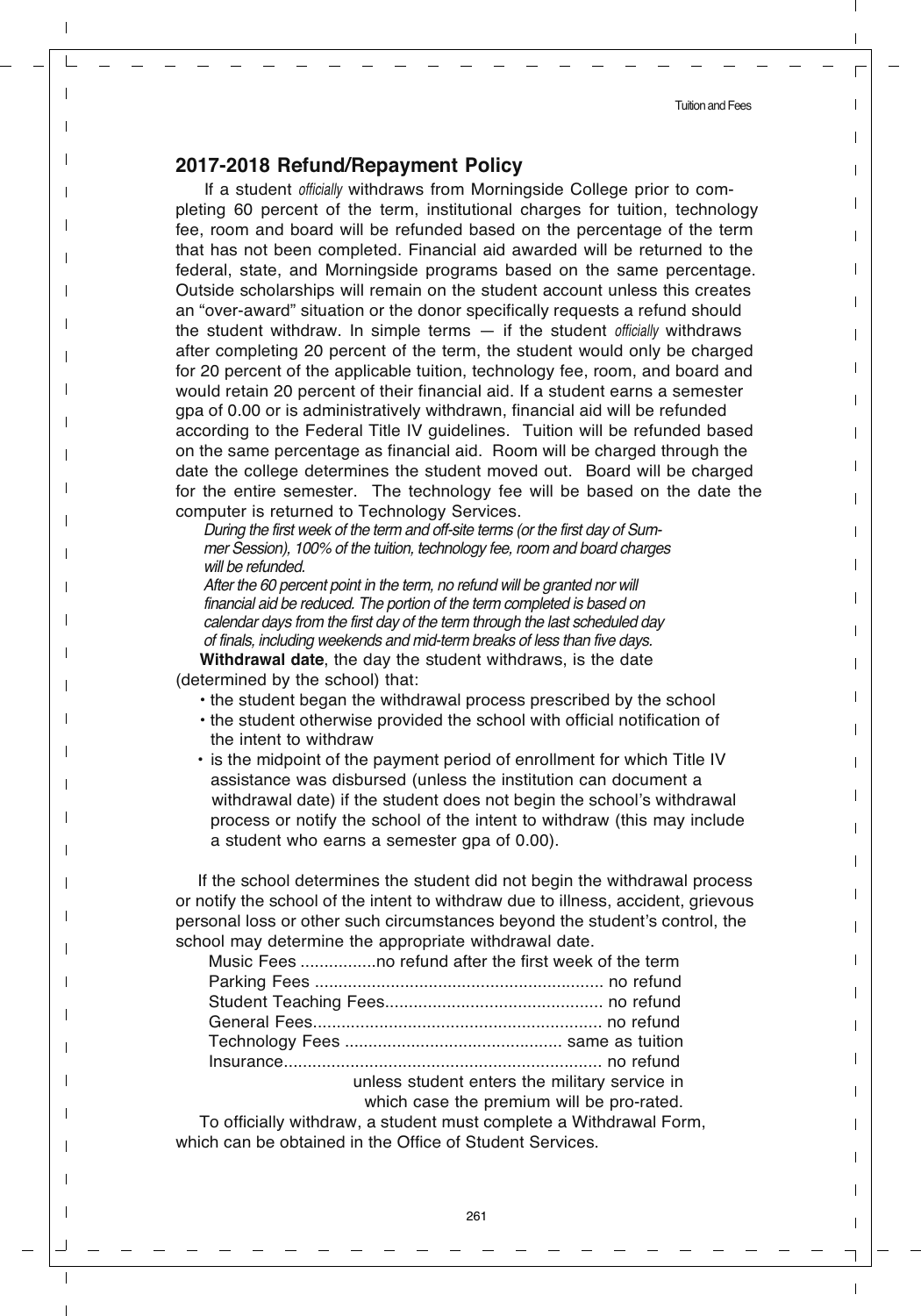## 2017-2018 Refund/Repayment Policy

If a student *officially* withdraws from Morningside College prior to completing 60 percent of the term, institutional charges for tuition, technology fee, room and board will be refunded based on the percentage of the term that has not been completed. Financial aid awarded will be returned to the federal, state, and Morningside programs based on the same percentage. Outside scholarships will remain on the student account unless this creates an "over-award" situation or the donor specifically requests a refund should the student withdraw. In simple terms — if the student *officially* withdraws after completing 20 percent of the term, the student would only be charged for 20 percent of the applicable tuition, technology fee, room, and board and would retain 20 percent of their financial aid. If a student earns a semester gpa of 0.00 or is administratively withdrawn, financial aid will be refunded according to the Federal Title IV guidelines. Tuition will be refunded based on the same percentage as financial aid. Room will be charged through the date the college determines the student moved out. Board will be charged for the entire semester. The technology fee will be based on the date the computer is returned to Technology Services.

*During the first week of the term and off-site terms (or the first day of Summer Session), 100% of the tuition, technology fee, room and board charges will be refunded.*

*After the 60 percent point in the term, no refund will be granted nor will financial aid be reduced. The portion of the term completed is based on calendar days from the first day of the term through the last scheduled day of finals, including weekends and mid-term breaks of less than five days.*

**Withdrawal date**, the day the student withdraws, is the date (determined by the school) that:

- the student began the withdrawal process prescribed by the school
- the student otherwise provided the school with official notification of the intent to withdraw
- is the midpoint of the payment period of enrollment for which Title IV assistance was disbursed (unless the institution can document a withdrawal date) if the student does not begin the school's withdrawal process or notify the school of the intent to withdraw (this may include a student who earns a semester gpa of 0.00).

If the school determines the student did not begin the withdrawal process or notify the school of the intent to withdraw due to illness, accident, grievous personal loss or other such circumstances beyond the student's control, the school may determine the appropriate withdrawal date.

| | |
|---|---|
| Music Fees | no refund after the first week of the term |
| Parking Fees | no refund |
| Student Teaching Fees | no refund |
| General Fees | no refund |
| Technology Fees | same as tuition |
| Insurance | no refund unless student enters the military service in which case the premium will be pro-rated. |

To officially withdraw, a student must complete a Withdrawal Form, which can be obtained in the Office of Student Services.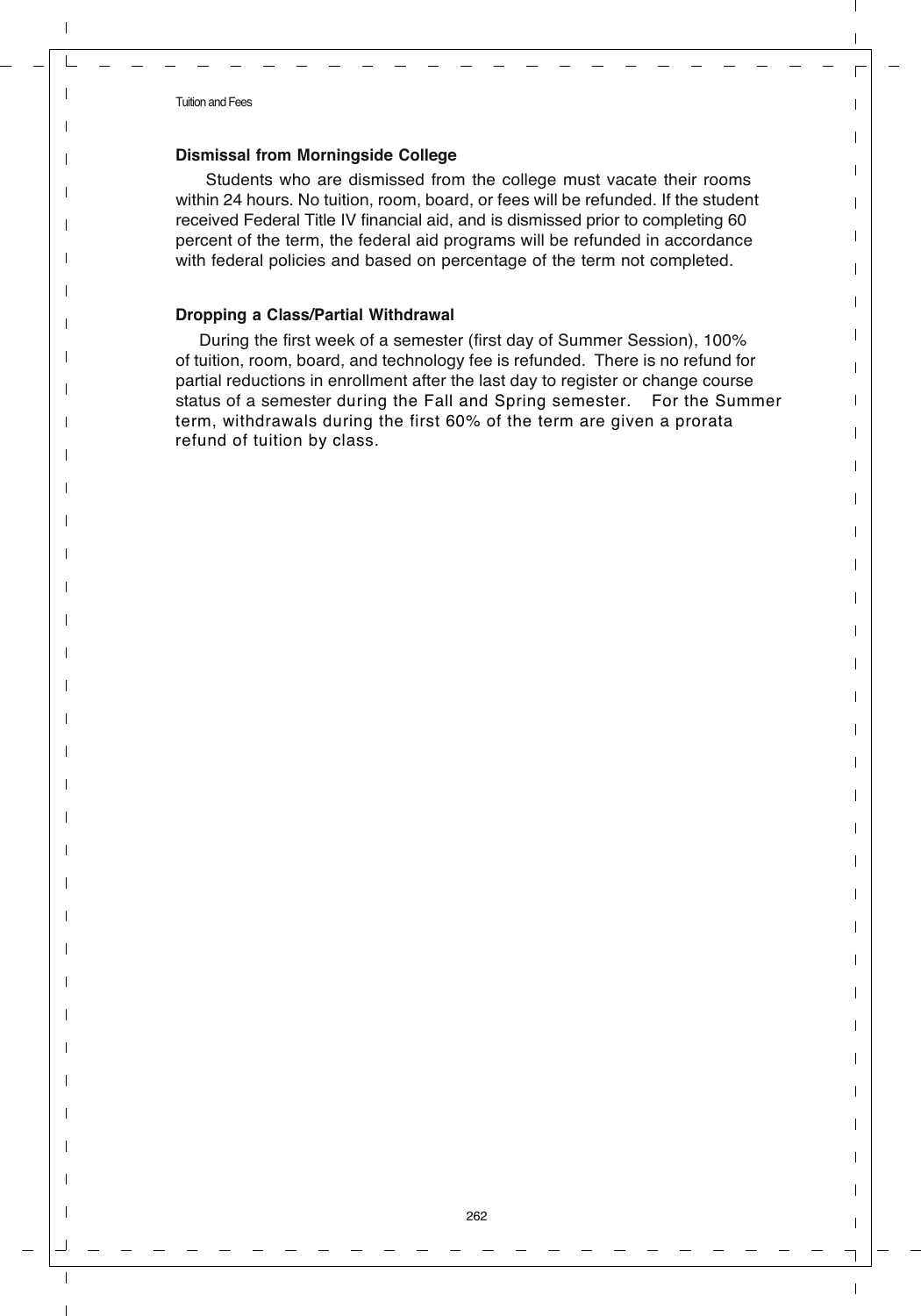**Dismissal from Morningside College**

Students who are dismissed from the college must vacate their rooms within 24 hours. No tuition, room, board, or fees will be refunded. If the student received Federal Title IV financial aid, and is dismissed prior to completing 60 percent of the term, the federal aid programs will be refunded in accordance with federal policies and based on percentage of the term not completed.

**Dropping a Class/Partial Withdrawal**

During the first week of a semester (first day of Summer Session), 100% of tuition, room, board, and technology fee is refunded. There is no refund for partial reductions in enrollment after the last day to register or change course status of a semester during the Fall and Spring semester. For the Summer term, withdrawals during the first 60% of the term are given a prorata refund of tuition by class.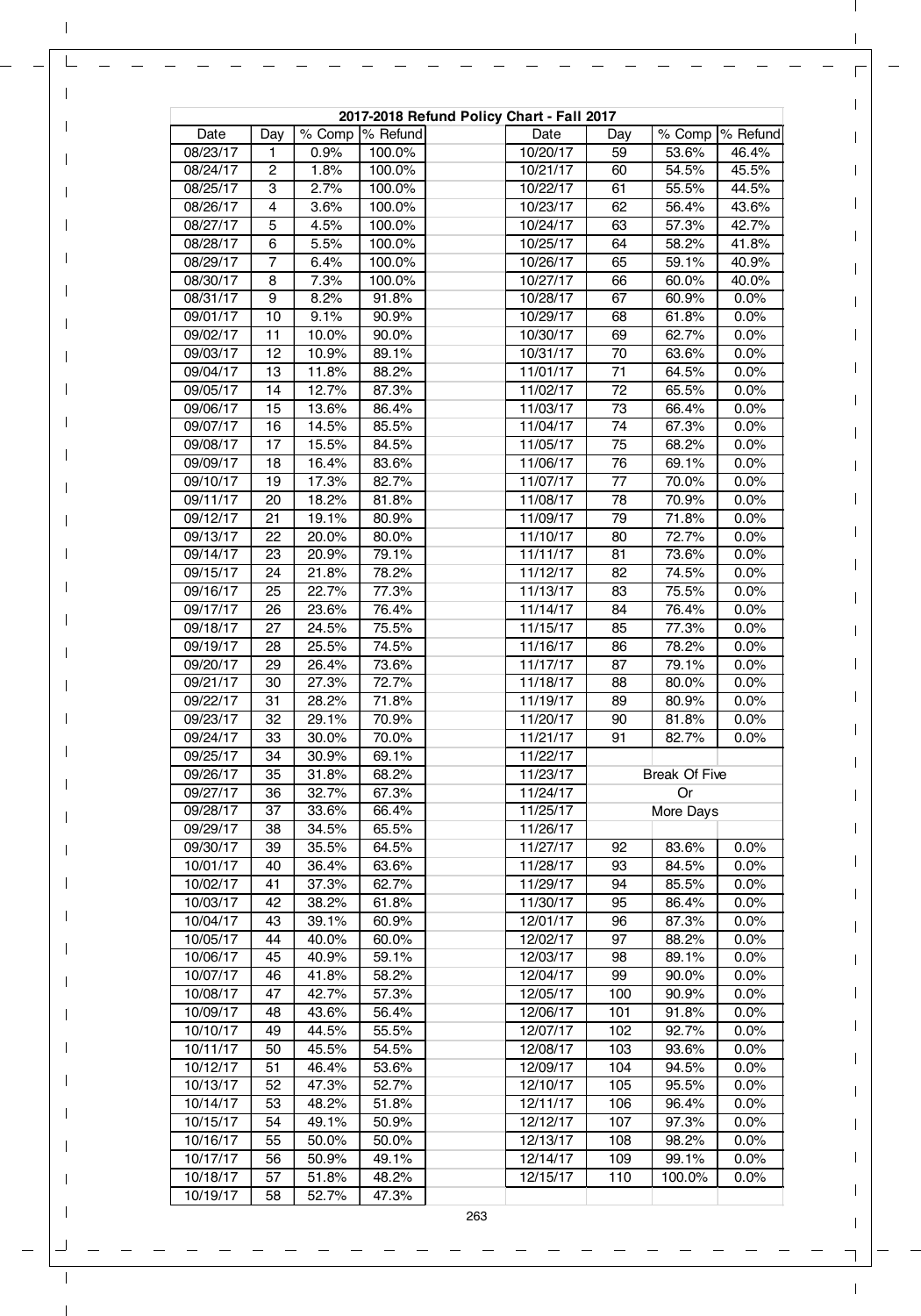**2017-2018 Refund Policy Chart - Fall 2017**

| Date | Day | % Comp | % Refund |
|---|---|---|---|
| 08/23/17 | 1 | 0.9% | 100.0% |
| 08/24/17 | 2 | 1.8% | 100.0% |
| 08/25/17 | 3 | 2.7% | 100.0% |
| 08/26/17 | 4 | 3.6% | 100.0% |
| 08/27/17 | 5 | 4.5% | 100.0% |
| 08/28/17 | 6 | 5.5% | 100.0% |
| 08/29/17 | 7 | 6.4% | 100.0% |
| 08/30/17 | 8 | 7.3% | 100.0% |
| 08/31/17 | 9 | 8.2% | 91.8% |
| 09/01/17 | 10 | 9.1% | 90.9% |
| 09/02/17 | 11 | 10.0% | 90.0% |
| 09/03/17 | 12 | 10.9% | 89.1% |
| 09/04/17 | 13 | 11.8% | 88.2% |
| 09/05/17 | 14 | 12.7% | 87.3% |
| 09/06/17 | 15 | 13.6% | 86.4% |
| 09/07/17 | 16 | 14.5% | 85.5% |
| 09/08/17 | 17 | 15.5% | 84.5% |
| 09/09/17 | 18 | 16.4% | 83.6% |
| 09/10/17 | 19 | 17.3% | 82.7% |
| 09/11/17 | 20 | 18.2% | 81.8% |
| 09/12/17 | 21 | 19.1% | 80.9% |
| 09/13/17 | 22 | 20.0% | 80.0% |
| 09/14/17 | 23 | 20.9% | 79.1% |
| 09/15/17 | 24 | 21.8% | 78.2% |
| 09/16/17 | 25 | 22.7% | 77.3% |
| 09/17/17 | 26 | 23.6% | 76.4% |
| 09/18/17 | 27 | 24.5% | 75.5% |
| 09/19/17 | 28 | 25.5% | 74.5% |
| 09/20/17 | 29 | 26.4% | 73.6% |
| 09/21/17 | 30 | 27.3% | 72.7% |
| 09/22/17 | 31 | 28.2% | 71.8% |
| 09/23/17 | 32 | 29.1% | 70.9% |
| 09/24/17 | 33 | 30.0% | 70.0% |
| 09/25/17 | 34 | 30.9% | 69.1% |
| 09/26/17 | 35 | 31.8% | 68.2% |
| 09/27/17 | 36 | 32.7% | 67.3% |
| 09/28/17 | 37 | 33.6% | 66.4% |
| 09/29/17 | 38 | 34.5% | 65.5% |
| 09/30/17 | 39 | 35.5% | 64.5% |
| 10/01/17 | 40 | 36.4% | 63.6% |
| 10/02/17 | 41 | 37.3% | 62.7% |
| 10/03/17 | 42 | 38.2% | 61.8% |
| 10/04/17 | 43 | 39.1% | 60.9% |
| 10/05/17 | 44 | 40.0% | 60.0% |
| 10/06/17 | 45 | 40.9% | 59.1% |
| 10/07/17 | 46 | 41.8% | 58.2% |
| 10/08/17 | 47 | 42.7% | 57.3% |
| 10/09/17 | 48 | 43.6% | 56.4% |
| 10/10/17 | 49 | 44.5% | 55.5% |
| 10/11/17 | 50 | 45.5% | 54.5% |
| 10/12/17 | 51 | 46.4% | 53.6% |
| 10/13/17 | 52 | 47.3% | 52.7% |
| 10/14/17 | 53 | 48.2% | 51.8% |
| 10/15/17 | 54 | 49.1% | 50.9% |
| 10/16/17 | 55 | 50.0% | 50.0% |
| 10/17/17 | 56 | 50.9% | 49.1% |
| 10/18/17 | 57 | 51.8% | 48.2% |
| 10/19/17 | 58 | 52.7% | 47.3% |
| 10/20/17 | 59 | 53.6% | 46.4% |
| 10/21/17 | 60 | 54.5% | 45.5% |
| 10/22/17 | 61 | 55.5% | 44.5% |
| 10/23/17 | 62 | 56.4% | 43.6% |
| 10/24/17 | 63 | 57.3% | 42.7% |
| 10/25/17 | 64 | 58.2% | 41.8% |
| 10/26/17 | 65 | 59.1% | 40.9% |
| 10/27/17 | 66 | 60.0% | 40.0% |
| 10/28/17 | 67 | 60.9% | 0.0% |
| 10/29/17 | 68 | 61.8% | 0.0% |
| 10/30/17 | 69 | 62.7% | 0.0% |
| 10/31/17 | 70 | 63.6% | 0.0% |
| 11/01/17 | 71 | 64.5% | 0.0% |
| 11/02/17 | 72 | 65.5% | 0.0% |
| 11/03/17 | 73 | 66.4% | 0.0% |
| 11/04/17 | 74 | 67.3% | 0.0% |
| 11/05/17 | 75 | 68.2% | 0.0% |
| 11/06/17 | 76 | 69.1% | 0.0% |
| 11/07/17 | 77 | 70.0% | 0.0% |
| 11/08/17 | 78 | 70.9% | 0.0% |
| 11/09/17 | 79 | 71.8% | 0.0% |
| 11/10/17 | 80 | 72.7% | 0.0% |
| 11/11/17 | 81 | 73.6% | 0.0% |
| 11/12/17 | 82 | 74.5% | 0.0% |
| 11/13/17 | 83 | 75.5% | 0.0% |
| 11/14/17 | 84 | 76.4% | 0.0% |
| 11/15/17 | 85 | 77.3% | 0.0% |
| 11/16/17 | 86 | 78.2% | 0.0% |
| 11/17/17 | 87 | 79.1% | 0.0% |
| 11/18/17 | 88 | 80.0% | 0.0% |
| 11/19/17 | 89 | 80.9% | 0.0% |
| 11/20/17 | 90 | 81.8% | 0.0% |
| 11/21/17 | 91 | 82.7% | 0.0% |
| 11/22/17 | | | |
| 11/23/17 | | Break Of Five | |
| 11/24/17 | | Or | |
| 11/25/17 | | More Days | |
| 11/26/17 | | | |
| 11/27/17 | 92 | 83.6% | 0.0% |
| 11/28/17 | 93 | 84.5% | 0.0% |
| 11/29/17 | 94 | 85.5% | 0.0% |
| 11/30/17 | 95 | 86.4% | 0.0% |
| 12/01/17 | 96 | 87.3% | 0.0% |
| 12/02/17 | 97 | 88.2% | 0.0% |
| 12/03/17 | 98 | 89.1% | 0.0% |
| 12/04/17 | 99 | 90.0% | 0.0% |
| 12/05/17 | 100 | 90.9% | 0.0% |
| 12/06/17 | 101 | 91.8% | 0.0% |
| 12/07/17 | 102 | 92.7% | 0.0% |
| 12/08/17 | 103 | 93.6% | 0.0% |
| 12/09/17 | 104 | 94.5% | 0.0% |
| 12/10/17 | 105 | 95.5% | 0.0% |
| 12/11/17 | 106 | 96.4% | 0.0% |
| 12/12/17 | 107 | 97.3% | 0.0% |
| 12/13/17 | 108 | 98.2% | 0.0% |
| 12/14/17 | 109 | 99.1% | 0.0% |
| 12/15/17 | 110 | 100.0% | 0.0% |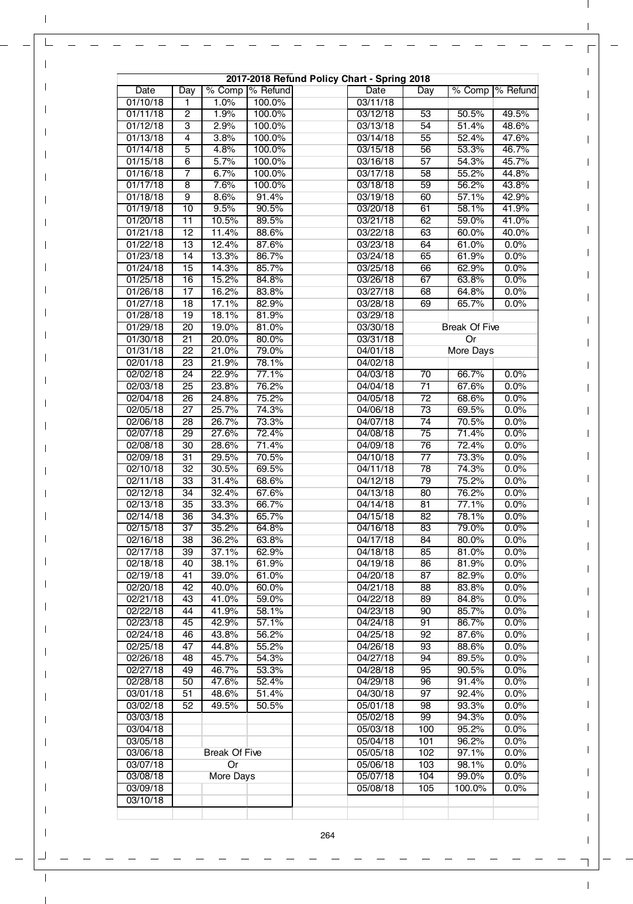**2017-2018 Refund Policy Chart - Spring 2018**

| Date | Day | % Comp | % Refund | | Date | Day | % Comp | % Refund |
|---|---|---|---|---|---|---|---|---|
| 01/10/18 | 1 | 1.0% | 100.0% | | 03/11/18 | | | |
| 01/11/18 | 2 | 1.9% | 100.0% | | 03/12/18 | 53 | 50.5% | 49.5% |
| 01/12/18 | 3 | 2.9% | 100.0% | | 03/13/18 | 54 | 51.4% | 48.6% |
| 01/13/18 | 4 | 3.8% | 100.0% | | 03/14/18 | 55 | 52.4% | 47.6% |
| 01/14/18 | 5 | 4.8% | 100.0% | | 03/15/18 | 56 | 53.3% | 46.7% |
| 01/15/18 | 6 | 5.7% | 100.0% | | 03/16/18 | 57 | 54.3% | 45.7% |
| 01/16/18 | 7 | 6.7% | 100.0% | | 03/17/18 | 58 | 55.2% | 44.8% |
| 01/17/18 | 8 | 7.6% | 100.0% | | 03/18/18 | 59 | 56.2% | 43.8% |
| 01/18/18 | 9 | 8.6% | 91.4% | | 03/19/18 | 60 | 57.1% | 42.9% |
| 01/19/18 | 10 | 9.5% | 90.5% | | 03/20/18 | 61 | 58.1% | 41.9% |
| 01/20/18 | 11 | 10.5% | 89.5% | | 03/21/18 | 62 | 59.0% | 41.0% |
| 01/21/18 | 12 | 11.4% | 88.6% | | 03/22/18 | 63 | 60.0% | 40.0% |
| 01/22/18 | 13 | 12.4% | 87.6% | | 03/23/18 | 64 | 61.0% | 0.0% |
| 01/23/18 | 14 | 13.3% | 86.7% | | 03/24/18 | 65 | 61.9% | 0.0% |
| 01/24/18 | 15 | 14.3% | 85.7% | | 03/25/18 | 66 | 62.9% | 0.0% |
| 01/25/18 | 16 | 15.2% | 84.8% | | 03/26/18 | 67 | 63.8% | 0.0% |
| 01/26/18 | 17 | 16.2% | 83.8% | | 03/27/18 | 68 | 64.8% | 0.0% |
| 01/27/18 | 18 | 17.1% | 82.9% | | 03/28/18 | 69 | 65.7% | 0.0% |
| 01/28/18 | 19 | 18.1% | 81.9% | | 03/29/18 | | | |
| 01/29/18 | 20 | 19.0% | 81.0% | | 03/30/18 | | Break Of Five | |
| 01/30/18 | 21 | 20.0% | 80.0% | | 03/31/18 | | Or | |
| 01/31/18 | 22 | 21.0% | 79.0% | | 04/01/18 | | More Days | |
| 02/01/18 | 23 | 21.9% | 78.1% | | 04/02/18 | | | |
| 02/02/18 | 24 | 22.9% | 77.1% | | 04/03/18 | 70 | 66.7% | 0.0% |
| 02/03/18 | 25 | 23.8% | 76.2% | | 04/04/18 | 71 | 67.6% | 0.0% |
| 02/04/18 | 26 | 24.8% | 75.2% | | 04/05/18 | 72 | 68.6% | 0.0% |
| 02/05/18 | 27 | 25.7% | 74.3% | | 04/06/18 | 73 | 69.5% | 0.0% |
| 02/06/18 | 28 | 26.7% | 73.3% | | 04/07/18 | 74 | 70.5% | 0.0% |
| 02/07/18 | 29 | 27.6% | 72.4% | | 04/08/18 | 75 | 71.4% | 0.0% |
| 02/08/18 | 30 | 28.6% | 71.4% | | 04/09/18 | 76 | 72.4% | 0.0% |
| 02/09/18 | 31 | 29.5% | 70.5% | | 04/10/18 | 77 | 73.3% | 0.0% |
| 02/10/18 | 32 | 30.5% | 69.5% | | 04/11/18 | 78 | 74.3% | 0.0% |
| 02/11/18 | 33 | 31.4% | 68.6% | | 04/12/18 | 79 | 75.2% | 0.0% |
| 02/12/18 | 34 | 32.4% | 67.6% | | 04/13/18 | 80 | 76.2% | 0.0% |
| 02/13/18 | 35 | 33.3% | 66.7% | | 04/14/18 | 81 | 77.1% | 0.0% |
| 02/14/18 | 36 | 34.3% | 65.7% | | 04/15/18 | 82 | 78.1% | 0.0% |
| 02/15/18 | 37 | 35.2% | 64.8% | | 04/16/18 | 83 | 79.0% | 0.0% |
| 02/16/18 | 38 | 36.2% | 63.8% | | 04/17/18 | 84 | 80.0% | 0.0% |
| 02/17/18 | 39 | 37.1% | 62.9% | | 04/18/18 | 85 | 81.0% | 0.0% |
| 02/18/18 | 40 | 38.1% | 61.9% | | 04/19/18 | 86 | 81.9% | 0.0% |
| 02/19/18 | 41 | 39.0% | 61.0% | | 04/20/18 | 87 | 82.9% | 0.0% |
| 02/20/18 | 42 | 40.0% | 60.0% | | 04/21/18 | 88 | 83.8% | 0.0% |
| 02/21/18 | 43 | 41.0% | 59.0% | | 04/22/18 | 89 | 84.8% | 0.0% |
| 02/22/18 | 44 | 41.9% | 58.1% | | 04/23/18 | 90 | 85.7% | 0.0% |
| 02/23/18 | 45 | 42.9% | 57.1% | | 04/24/18 | 91 | 86.7% | 0.0% |
| 02/24/18 | 46 | 43.8% | 56.2% | | 04/25/18 | 92 | 87.6% | 0.0% |
| 02/25/18 | 47 | 44.8% | 55.2% | | 04/26/18 | 93 | 88.6% | 0.0% |
| 02/26/18 | 48 | 45.7% | 54.3% | | 04/27/18 | 94 | 89.5% | 0.0% |
| 02/27/18 | 49 | 46.7% | 53.3% | | 04/28/18 | 95 | 90.5% | 0.0% |
| 02/28/18 | 50 | 47.6% | 52.4% | | 04/29/18 | 96 | 91.4% | 0.0% |
| 03/01/18 | 51 | 48.6% | 51.4% | | 04/30/18 | 97 | 92.4% | 0.0% |
| 03/02/18 | 52 | 49.5% | 50.5% | | 05/01/18 | 98 | 93.3% | 0.0% |
| 03/03/18 | | | | | 05/02/18 | 99 | 94.3% | 0.0% |
| 03/04/18 | | | | | 05/03/18 | 100 | 95.2% | 0.0% |
| 03/05/18 | | | | | 05/04/18 | 101 | 96.2% | 0.0% |
| 03/06/18 | | Break Of Five | | | 05/05/18 | 102 | 97.1% | 0.0% |
| 03/07/18 | | Or | | | 05/06/18 | 103 | 98.1% | 0.0% |
| 03/08/18 | | More Days | | | 05/07/18 | 104 | 99.0% | 0.0% |
| 03/09/18 | | | | | 05/08/18 | 105 | 100.0% | 0.0% |
| 03/10/18 | | | | | | | | |